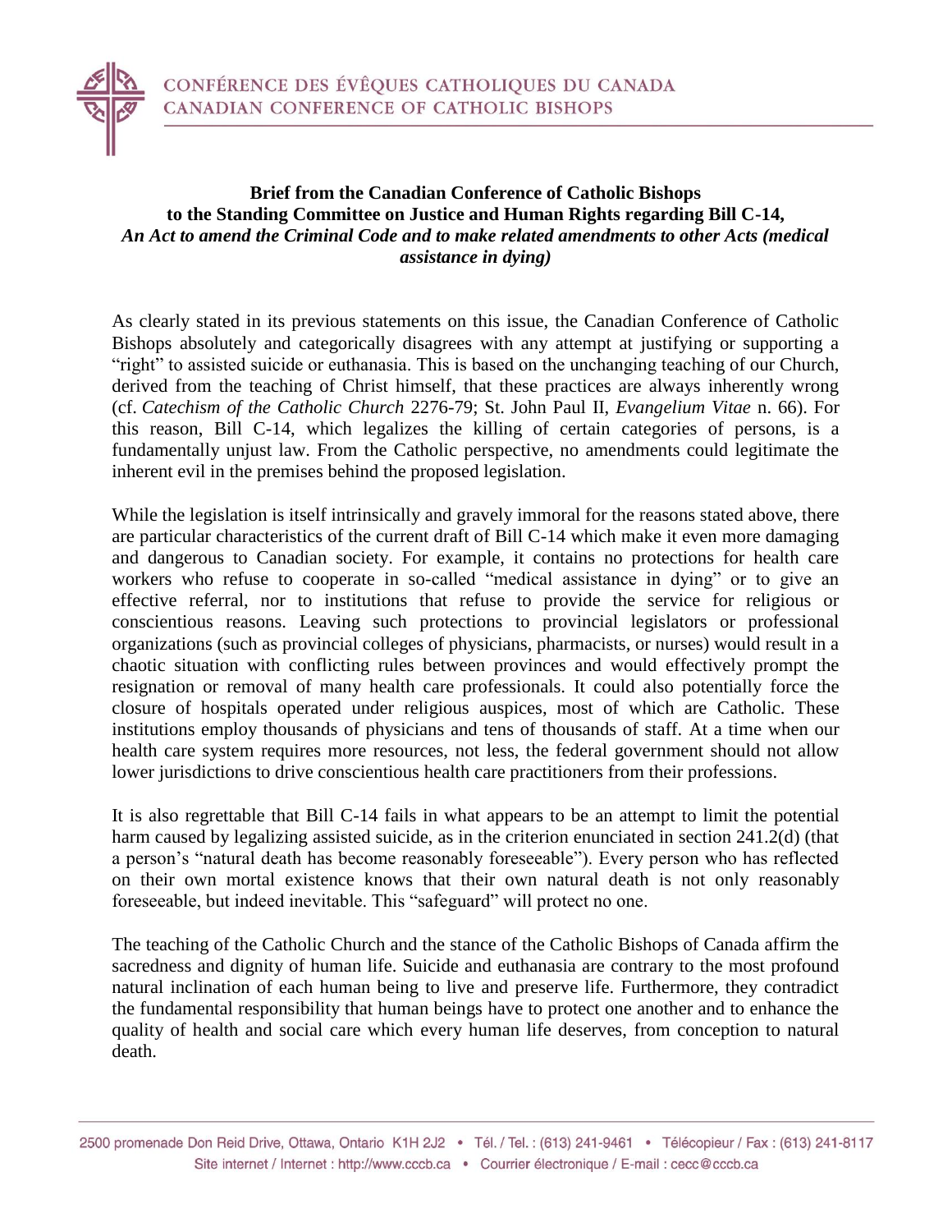CONFÉRENCE DES ÉVÊQUES CATHOLIQUES DU CANADA
CANADIAN CONFERENCE OF CATHOLIC BISHOPS

**Brief from the Canadian Conference of Catholic Bishops to the Standing Committee on Justice and Human Rights regarding Bill C-14,** ***An Act to amend the Criminal Code and to make related amendments to other Acts (medical assistance in dying)***

As clearly stated in its previous statements on this issue, the Canadian Conference of Catholic Bishops absolutely and categorically disagrees with any attempt at justifying or supporting a "right" to assisted suicide or euthanasia. This is based on the unchanging teaching of our Church, derived from the teaching of Christ himself, that these practices are always inherently wrong (cf. *Catechism of the Catholic Church* 2276-79; St. John Paul II, *Evangelium Vitae* n. 66). For this reason, Bill C-14, which legalizes the killing of certain categories of persons, is a fundamentally unjust law. From the Catholic perspective, no amendments could legitimate the inherent evil in the premises behind the proposed legislation.

While the legislation is itself intrinsically and gravely immoral for the reasons stated above, there are particular characteristics of the current draft of Bill C-14 which make it even more damaging and dangerous to Canadian society. For example, it contains no protections for health care workers who refuse to cooperate in so-called "medical assistance in dying" or to give an effective referral, nor to institutions that refuse to provide the service for religious or conscientious reasons. Leaving such protections to provincial legislators or professional organizations (such as provincial colleges of physicians, pharmacists, or nurses) would result in a chaotic situation with conflicting rules between provinces and would effectively prompt the resignation or removal of many health care professionals. It could also potentially force the closure of hospitals operated under religious auspices, most of which are Catholic. These institutions employ thousands of physicians and tens of thousands of staff. At a time when our health care system requires more resources, not less, the federal government should not allow lower jurisdictions to drive conscientious health care practitioners from their professions.

It is also regrettable that Bill C-14 fails in what appears to be an attempt to limit the potential harm caused by legalizing assisted suicide, as in the criterion enunciated in section 241.2(d) (that a person's "natural death has become reasonably foreseeable"). Every person who has reflected on their own mortal existence knows that their own natural death is not only reasonably foreseeable, but indeed inevitable. This "safeguard" will protect no one.

The teaching of the Catholic Church and the stance of the Catholic Bishops of Canada affirm the sacredness and dignity of human life. Suicide and euthanasia are contrary to the most profound natural inclination of each human being to live and preserve life. Furthermore, they contradict the fundamental responsibility that human beings have to protect one another and to enhance the quality of health and social care which every human life deserves, from conception to natural death.

2500 promenade Don Reid Drive, Ottawa, Ontario K1H 2J2 • Tél. / Tel. : (613) 241-9461 • Télécopieur / Fax : (613) 241-8117
Site internet / Internet : http://www.cccb.ca • Courrier électronique / E-mail : cecc@cccb.ca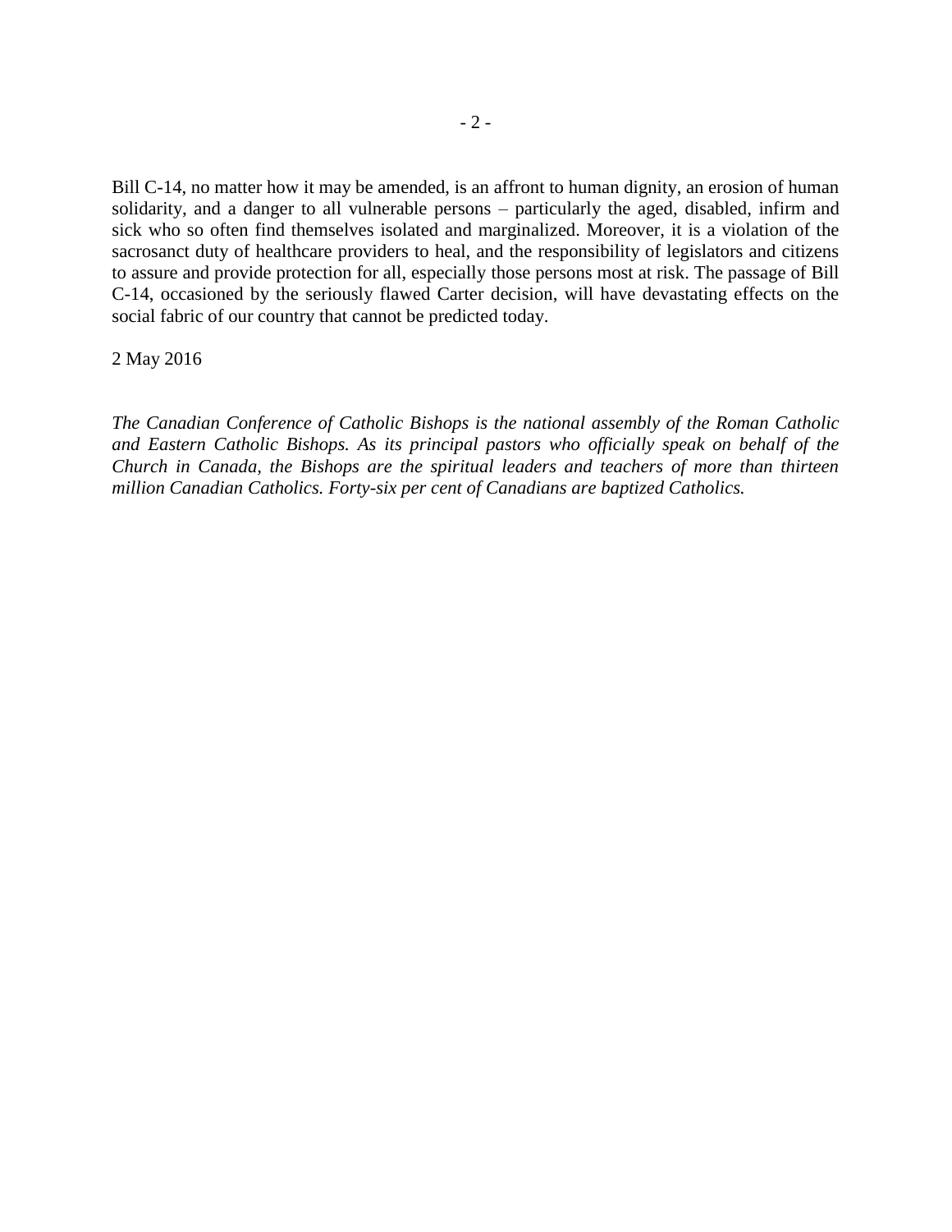Bill C-14, no matter how it may be amended, is an affront to human dignity, an erosion of human solidarity, and a danger to all vulnerable persons – particularly the aged, disabled, infirm and sick who so often find themselves isolated and marginalized. Moreover, it is a violation of the sacrosanct duty of healthcare providers to heal, and the responsibility of legislators and citizens to assure and provide protection for all, especially those persons most at risk. The passage of Bill C-14, occasioned by the seriously flawed Carter decision, will have devastating effects on the social fabric of our country that cannot be predicted today.

2 May 2016

*The Canadian Conference of Catholic Bishops is the national assembly of the Roman Catholic and Eastern Catholic Bishops. As its principal pastors who officially speak on behalf of the Church in Canada, the Bishops are the spiritual leaders and teachers of more than thirteen million Canadian Catholics. Forty-six per cent of Canadians are baptized Catholics.*